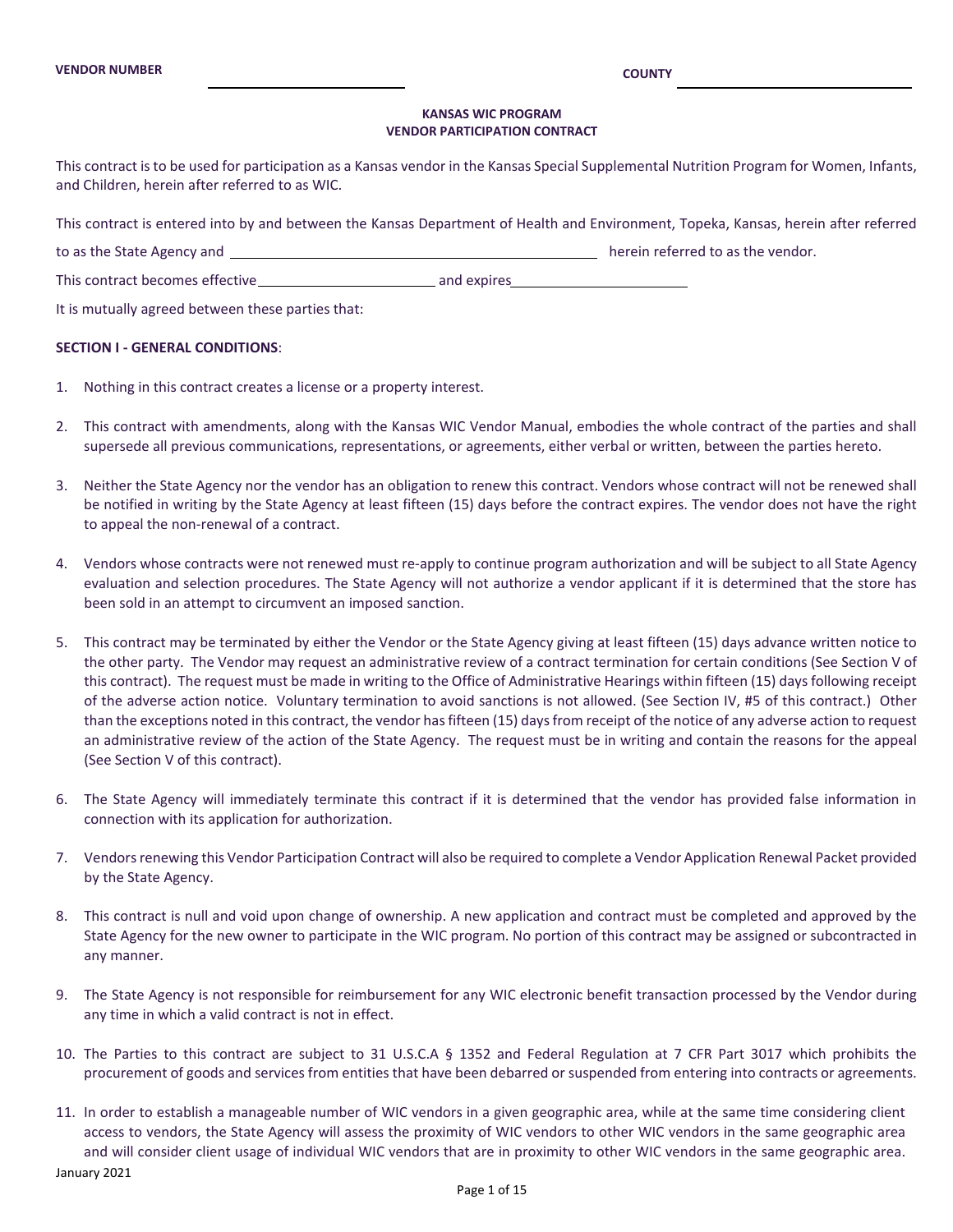VENDOR NUMBER ____________________ COUNTY ____________________

**KANSAS WIC PROGRAM**
**VENDOR PARTICIPATION CONTRACT**

This contract is to be used for participation as a Kansas vendor in the Kansas Special Supplemental Nutrition Program for Women, Infants, and Children, herein after referred to as WIC.

This contract is entered into by and between the Kansas Department of Health and Environment, Topeka, Kansas, herein after referred to as the State Agency and ________________________________________ herein referred to as the vendor.

This contract becomes effective____________________ and expires____________________

It is mutually agreed between these parties that:

**SECTION I - GENERAL CONDITIONS**:

1. Nothing in this contract creates a license or a property interest.
2. This contract with amendments, along with the Kansas WIC Vendor Manual, embodies the whole contract of the parties and shall supersede all previous communications, representations, or agreements, either verbal or written, between the parties hereto.
3. Neither the State Agency nor the vendor has an obligation to renew this contract. Vendors whose contract will not be renewed shall be notified in writing by the State Agency at least fifteen (15) days before the contract expires. The vendor does not have the right to appeal the non-renewal of a contract.
4. Vendors whose contracts were not renewed must re-apply to continue program authorization and will be subject to all State Agency evaluation and selection procedures. The State Agency will not authorize a vendor applicant if it is determined that the store has been sold in an attempt to circumvent an imposed sanction.
5. This contract may be terminated by either the Vendor or the State Agency giving at least fifteen (15) days advance written notice to the other party. The Vendor may request an administrative review of a contract termination for certain conditions (See Section V of this contract). The request must be made in writing to the Office of Administrative Hearings within fifteen (15) days following receipt of the adverse action notice. Voluntary termination to avoid sanctions is not allowed. (See Section IV, #5 of this contract.) Other than the exceptions noted in this contract, the vendor has fifteen (15) days from receipt of the notice of any adverse action to request an administrative review of the action of the State Agency. The request must be in writing and contain the reasons for the appeal (See Section V of this contract).
6. The State Agency will immediately terminate this contract if it is determined that the vendor has provided false information in connection with its application for authorization.
7. Vendors renewing this Vendor Participation Contract will also be required to complete a Vendor Application Renewal Packet provided by the State Agency.
8. This contract is null and void upon change of ownership. A new application and contract must be completed and approved by the State Agency for the new owner to participate in the WIC program. No portion of this contract may be assigned or subcontracted in any manner.
9. The State Agency is not responsible for reimbursement for any WIC electronic benefit transaction processed by the Vendor during any time in which a valid contract is not in effect.
10. The Parties to this contract are subject to 31 U.S.C.A § 1352 and Federal Regulation at 7 CFR Part 3017 which prohibits the procurement of goods and services from entities that have been debarred or suspended from entering into contracts or agreements.
11. In order to establish a manageable number of WIC vendors in a given geographic area, while at the same time considering client access to vendors, the State Agency will assess the proximity of WIC vendors to other WIC vendors in the same geographic area and will consider client usage of individual WIC vendors that are in proximity to other WIC vendors in the same geographic area.

January 2021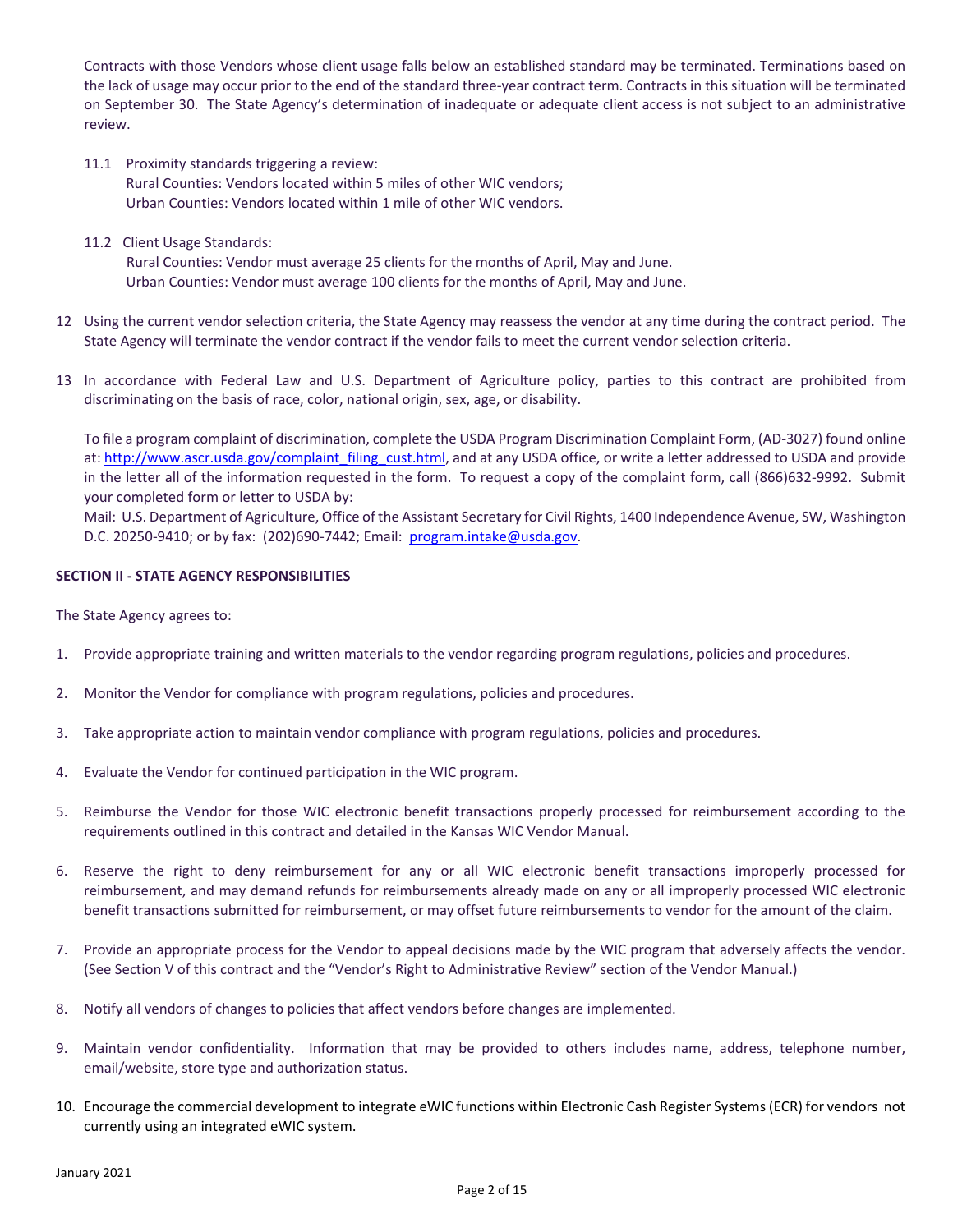Contracts with those Vendors whose client usage falls below an established standard may be terminated. Terminations based on the lack of usage may occur prior to the end of the standard three-year contract term. Contracts in this situation will be terminated on September 30. The State Agency's determination of inadequate or adequate client access is not subject to an administrative review.

11.1 Proximity standards triggering a review:
Rural Counties: Vendors located within 5 miles of other WIC vendors;
Urban Counties: Vendors located within 1 mile of other WIC vendors.

11.2 Client Usage Standards:
Rural Counties: Vendor must average 25 clients for the months of April, May and June.
Urban Counties: Vendor must average 100 clients for the months of April, May and June.

12 Using the current vendor selection criteria, the State Agency may reassess the vendor at any time during the contract period. The State Agency will terminate the vendor contract if the vendor fails to meet the current vendor selection criteria.

13 In accordance with Federal Law and U.S. Department of Agriculture policy, parties to this contract are prohibited from discriminating on the basis of race, color, national origin, sex, age, or disability.

To file a program complaint of discrimination, complete the USDA Program Discrimination Complaint Form, (AD-3027) found online at: http://www.ascr.usda.gov/complaint_filing_cust.html, and at any USDA office, or write a letter addressed to USDA and provide in the letter all of the information requested in the form. To request a copy of the complaint form, call (866)632-9992. Submit your completed form or letter to USDA by:
Mail: U.S. Department of Agriculture, Office of the Assistant Secretary for Civil Rights, 1400 Independence Avenue, SW, Washington D.C. 20250-9410; or by fax: (202)690-7442; Email: program.intake@usda.gov.

**SECTION II - STATE AGENCY RESPONSIBILITIES**

The State Agency agrees to:

1. Provide appropriate training and written materials to the vendor regarding program regulations, policies and procedures.
2. Monitor the Vendor for compliance with program regulations, policies and procedures.
3. Take appropriate action to maintain vendor compliance with program regulations, policies and procedures.
4. Evaluate the Vendor for continued participation in the WIC program.
5. Reimburse the Vendor for those WIC electronic benefit transactions properly processed for reimbursement according to the requirements outlined in this contract and detailed in the Kansas WIC Vendor Manual.
6. Reserve the right to deny reimbursement for any or all WIC electronic benefit transactions improperly processed for reimbursement, and may demand refunds for reimbursements already made on any or all improperly processed WIC electronic benefit transactions submitted for reimbursement, or may offset future reimbursements to vendor for the amount of the claim.
7. Provide an appropriate process for the Vendor to appeal decisions made by the WIC program that adversely affects the vendor. (See Section V of this contract and the "Vendor's Right to Administrative Review" section of the Vendor Manual.)
8. Notify all vendors of changes to policies that affect vendors before changes are implemented.
9. Maintain vendor confidentiality. Information that may be provided to others includes name, address, telephone number, email/website, store type and authorization status.
10. Encourage the commercial development to integrate eWIC functions within Electronic Cash Register Systems (ECR) for vendors not currently using an integrated eWIC system.

January 2021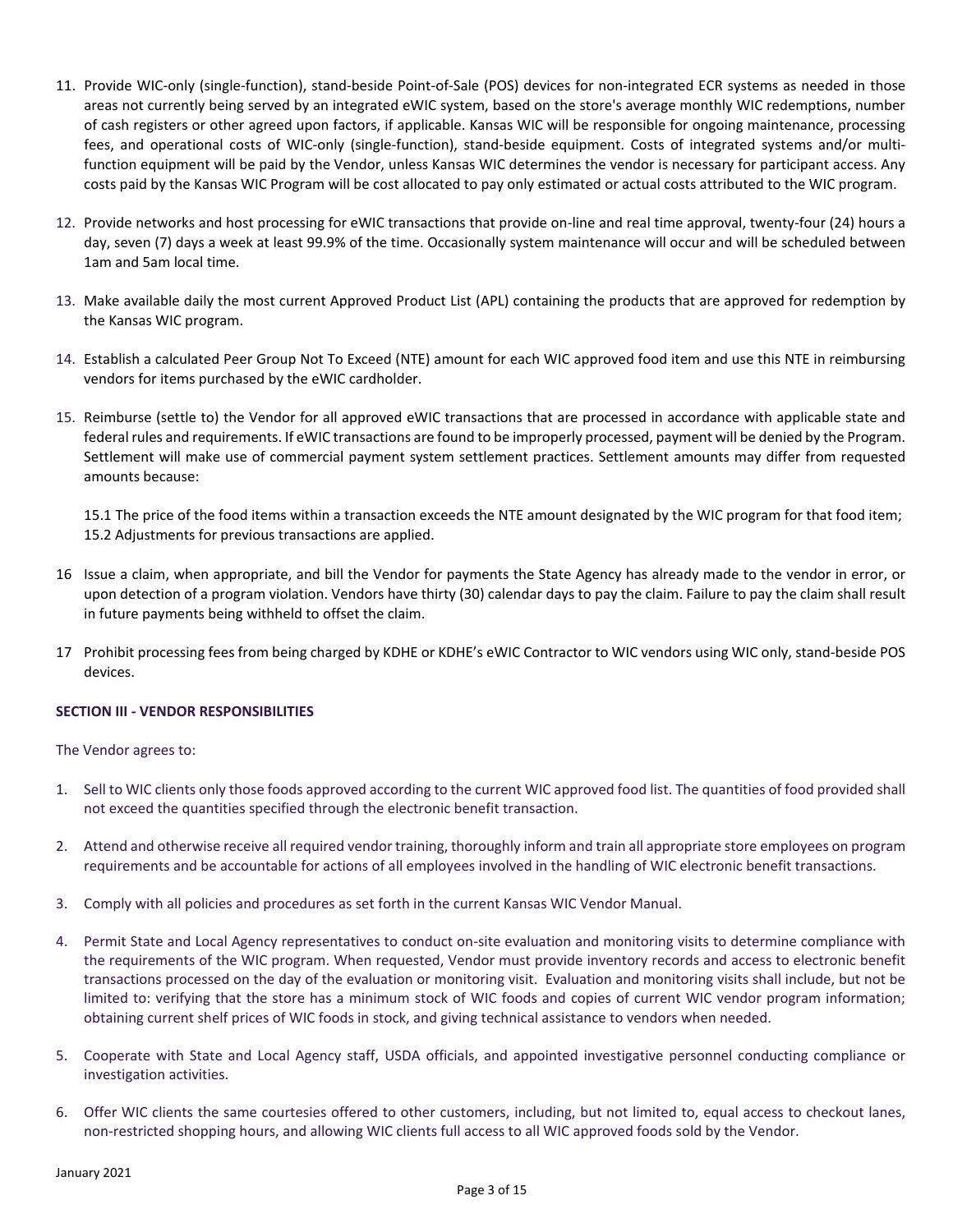11. Provide WIC-only (single-function), stand-beside Point-of-Sale (POS) devices for non-integrated ECR systems as needed in those areas not currently being served by an integrated eWIC system, based on the store's average monthly WIC redemptions, number of cash registers or other agreed upon factors, if applicable. Kansas WIC will be responsible for ongoing maintenance, processing fees, and operational costs of WIC-only (single-function), stand-beside equipment. Costs of integrated systems and/or multi-function equipment will be paid by the Vendor, unless Kansas WIC determines the vendor is necessary for participant access. Any costs paid by the Kansas WIC Program will be cost allocated to pay only estimated or actual costs attributed to the WIC program.

12. Provide networks and host processing for eWIC transactions that provide on-line and real time approval, twenty-four (24) hours a day, seven (7) days a week at least 99.9% of the time. Occasionally system maintenance will occur and will be scheduled between 1am and 5am local time.

13. Make available daily the most current Approved Product List (APL) containing the products that are approved for redemption by the Kansas WIC program.

14. Establish a calculated Peer Group Not To Exceed (NTE) amount for each WIC approved food item and use this NTE in reimbursing vendors for items purchased by the eWIC cardholder.

15. Reimburse (settle to) the Vendor for all approved eWIC transactions that are processed in accordance with applicable state and federal rules and requirements. If eWIC transactions are found to be improperly processed, payment will be denied by the Program. Settlement will make use of commercial payment system settlement practices. Settlement amounts may differ from requested amounts because:

    15.1 The price of the food items within a transaction exceeds the NTE amount designated by the WIC program for that food item;
    15.2 Adjustments for previous transactions are applied.

16 Issue a claim, when appropriate, and bill the Vendor for payments the State Agency has already made to the vendor in error, or upon detection of a program violation. Vendors have thirty (30) calendar days to pay the claim. Failure to pay the claim shall result in future payments being withheld to offset the claim.

17 Prohibit processing fees from being charged by KDHE or KDHE's eWIC Contractor to WIC vendors using WIC only, stand-beside POS devices.

**SECTION III - VENDOR RESPONSIBILITIES**

The Vendor agrees to:

1. Sell to WIC clients only those foods approved according to the current WIC approved food list. The quantities of food provided shall not exceed the quantities specified through the electronic benefit transaction.

2. Attend and otherwise receive all required vendor training, thoroughly inform and train all appropriate store employees on program requirements and be accountable for actions of all employees involved in the handling of WIC electronic benefit transactions.

3. Comply with all policies and procedures as set forth in the current Kansas WIC Vendor Manual.

4. Permit State and Local Agency representatives to conduct on-site evaluation and monitoring visits to determine compliance with the requirements of the WIC program. When requested, Vendor must provide inventory records and access to electronic benefit transactions processed on the day of the evaluation or monitoring visit. Evaluation and monitoring visits shall include, but not be limited to: verifying that the store has a minimum stock of WIC foods and copies of current WIC vendor program information; obtaining current shelf prices of WIC foods in stock, and giving technical assistance to vendors when needed.

5. Cooperate with State and Local Agency staff, USDA officials, and appointed investigative personnel conducting compliance or investigation activities.

6. Offer WIC clients the same courtesies offered to other customers, including, but not limited to, equal access to checkout lanes, non-restricted shopping hours, and allowing WIC clients full access to all WIC approved foods sold by the Vendor.

January 2021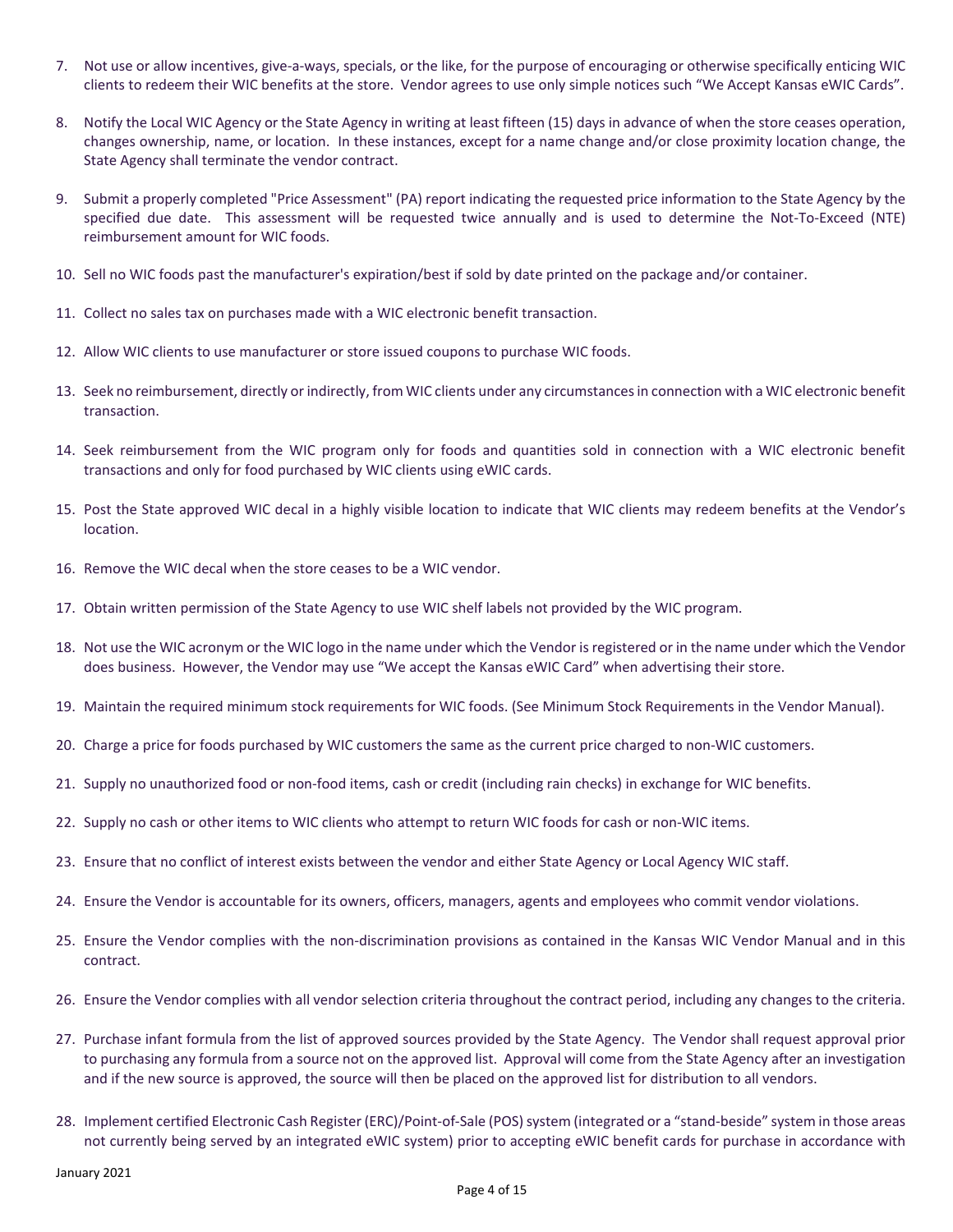7. Not use or allow incentives, give-a-ways, specials, or the like, for the purpose of encouraging or otherwise specifically enticing WIC clients to redeem their WIC benefits at the store. Vendor agrees to use only simple notices such "We Accept Kansas eWIC Cards".

8. Notify the Local WIC Agency or the State Agency in writing at least fifteen (15) days in advance of when the store ceases operation, changes ownership, name, or location. In these instances, except for a name change and/or close proximity location change, the State Agency shall terminate the vendor contract.

9. Submit a properly completed "Price Assessment" (PA) report indicating the requested price information to the State Agency by the specified due date. This assessment will be requested twice annually and is used to determine the Not-To-Exceed (NTE) reimbursement amount for WIC foods.

10. Sell no WIC foods past the manufacturer's expiration/best if sold by date printed on the package and/or container.

11. Collect no sales tax on purchases made with a WIC electronic benefit transaction.

12. Allow WIC clients to use manufacturer or store issued coupons to purchase WIC foods.

13. Seek no reimbursement, directly or indirectly, from WIC clients under any circumstances in connection with a WIC electronic benefit transaction.

14. Seek reimbursement from the WIC program only for foods and quantities sold in connection with a WIC electronic benefit transactions and only for food purchased by WIC clients using eWIC cards.

15. Post the State approved WIC decal in a highly visible location to indicate that WIC clients may redeem benefits at the Vendor's location.

16. Remove the WIC decal when the store ceases to be a WIC vendor.

17. Obtain written permission of the State Agency to use WIC shelf labels not provided by the WIC program.

18. Not use the WIC acronym or the WIC logo in the name under which the Vendor is registered or in the name under which the Vendor does business. However, the Vendor may use "We accept the Kansas eWIC Card" when advertising their store.

19. Maintain the required minimum stock requirements for WIC foods. (See Minimum Stock Requirements in the Vendor Manual).

20. Charge a price for foods purchased by WIC customers the same as the current price charged to non-WIC customers.

21. Supply no unauthorized food or non-food items, cash or credit (including rain checks) in exchange for WIC benefits.

22. Supply no cash or other items to WIC clients who attempt to return WIC foods for cash or non-WIC items.

23. Ensure that no conflict of interest exists between the vendor and either State Agency or Local Agency WIC staff.

24. Ensure the Vendor is accountable for its owners, officers, managers, agents and employees who commit vendor violations.

25. Ensure the Vendor complies with the non-discrimination provisions as contained in the Kansas WIC Vendor Manual and in this contract.

26. Ensure the Vendor complies with all vendor selection criteria throughout the contract period, including any changes to the criteria.

27. Purchase infant formula from the list of approved sources provided by the State Agency. The Vendor shall request approval prior to purchasing any formula from a source not on the approved list. Approval will come from the State Agency after an investigation and if the new source is approved, the source will then be placed on the approved list for distribution to all vendors.

28. Implement certified Electronic Cash Register (ERC)/Point-of-Sale (POS) system (integrated or a "stand-beside" system in those areas not currently being served by an integrated eWIC system) prior to accepting eWIC benefit cards for purchase in accordance with

January 2021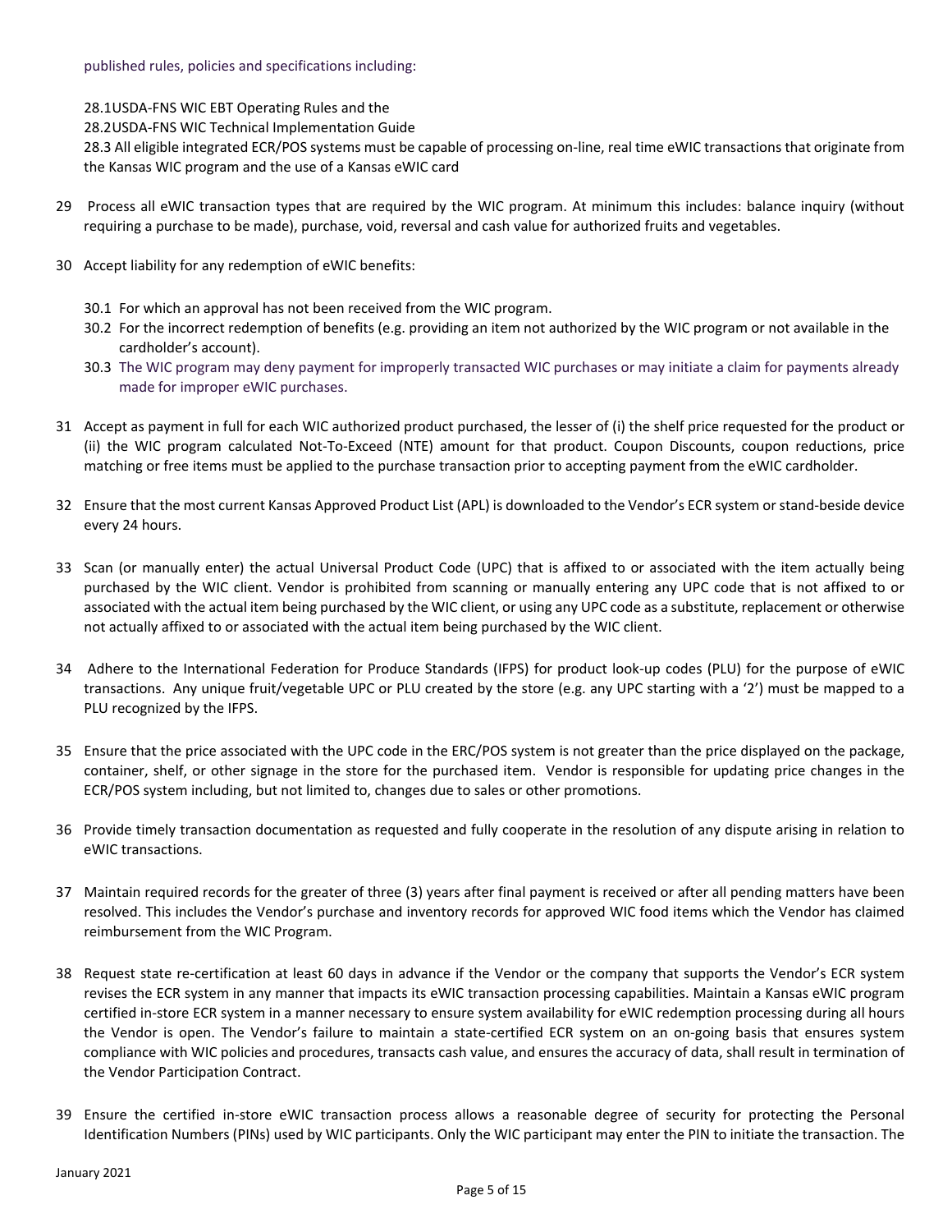published rules, policies and specifications including:

28.1USDA-FNS WIC EBT Operating Rules and the

28.2USDA-FNS WIC Technical Implementation Guide

28.3 All eligible integrated ECR/POS systems must be capable of processing on-line, real time eWIC transactions that originate from the Kansas WIC program and the use of a Kansas eWIC card

29 Process all eWIC transaction types that are required by the WIC program. At minimum this includes: balance inquiry (without requiring a purchase to be made), purchase, void, reversal and cash value for authorized fruits and vegetables.

30 Accept liability for any redemption of eWIC benefits:

30.1 For which an approval has not been received from the WIC program.

30.2 For the incorrect redemption of benefits (e.g. providing an item not authorized by the WIC program or not available in the cardholder's account).

30.3 The WIC program may deny payment for improperly transacted WIC purchases or may initiate a claim for payments already made for improper eWIC purchases.

31 Accept as payment in full for each WIC authorized product purchased, the lesser of (i) the shelf price requested for the product or (ii) the WIC program calculated Not-To-Exceed (NTE) amount for that product. Coupon Discounts, coupon reductions, price matching or free items must be applied to the purchase transaction prior to accepting payment from the eWIC cardholder.

32 Ensure that the most current Kansas Approved Product List (APL) is downloaded to the Vendor's ECR system or stand-beside device every 24 hours.

33 Scan (or manually enter) the actual Universal Product Code (UPC) that is affixed to or associated with the item actually being purchased by the WIC client. Vendor is prohibited from scanning or manually entering any UPC code that is not affixed to or associated with the actual item being purchased by the WIC client, or using any UPC code as a substitute, replacement or otherwise not actually affixed to or associated with the actual item being purchased by the WIC client.

34 Adhere to the International Federation for Produce Standards (IFPS) for product look-up codes (PLU) for the purpose of eWIC transactions. Any unique fruit/vegetable UPC or PLU created by the store (e.g. any UPC starting with a '2') must be mapped to a PLU recognized by the IFPS.

35 Ensure that the price associated with the UPC code in the ERC/POS system is not greater than the price displayed on the package, container, shelf, or other signage in the store for the purchased item. Vendor is responsible for updating price changes in the ECR/POS system including, but not limited to, changes due to sales or other promotions.

36 Provide timely transaction documentation as requested and fully cooperate in the resolution of any dispute arising in relation to eWIC transactions.

37 Maintain required records for the greater of three (3) years after final payment is received or after all pending matters have been resolved. This includes the Vendor's purchase and inventory records for approved WIC food items which the Vendor has claimed reimbursement from the WIC Program.

38 Request state re-certification at least 60 days in advance if the Vendor or the company that supports the Vendor's ECR system revises the ECR system in any manner that impacts its eWIC transaction processing capabilities. Maintain a Kansas eWIC program certified in-store ECR system in a manner necessary to ensure system availability for eWIC redemption processing during all hours the Vendor is open. The Vendor's failure to maintain a state-certified ECR system on an on-going basis that ensures system compliance with WIC policies and procedures, transacts cash value, and ensures the accuracy of data, shall result in termination of the Vendor Participation Contract.

39 Ensure the certified in-store eWIC transaction process allows a reasonable degree of security for protecting the Personal Identification Numbers (PINs) used by WIC participants. Only the WIC participant may enter the PIN to initiate the transaction. The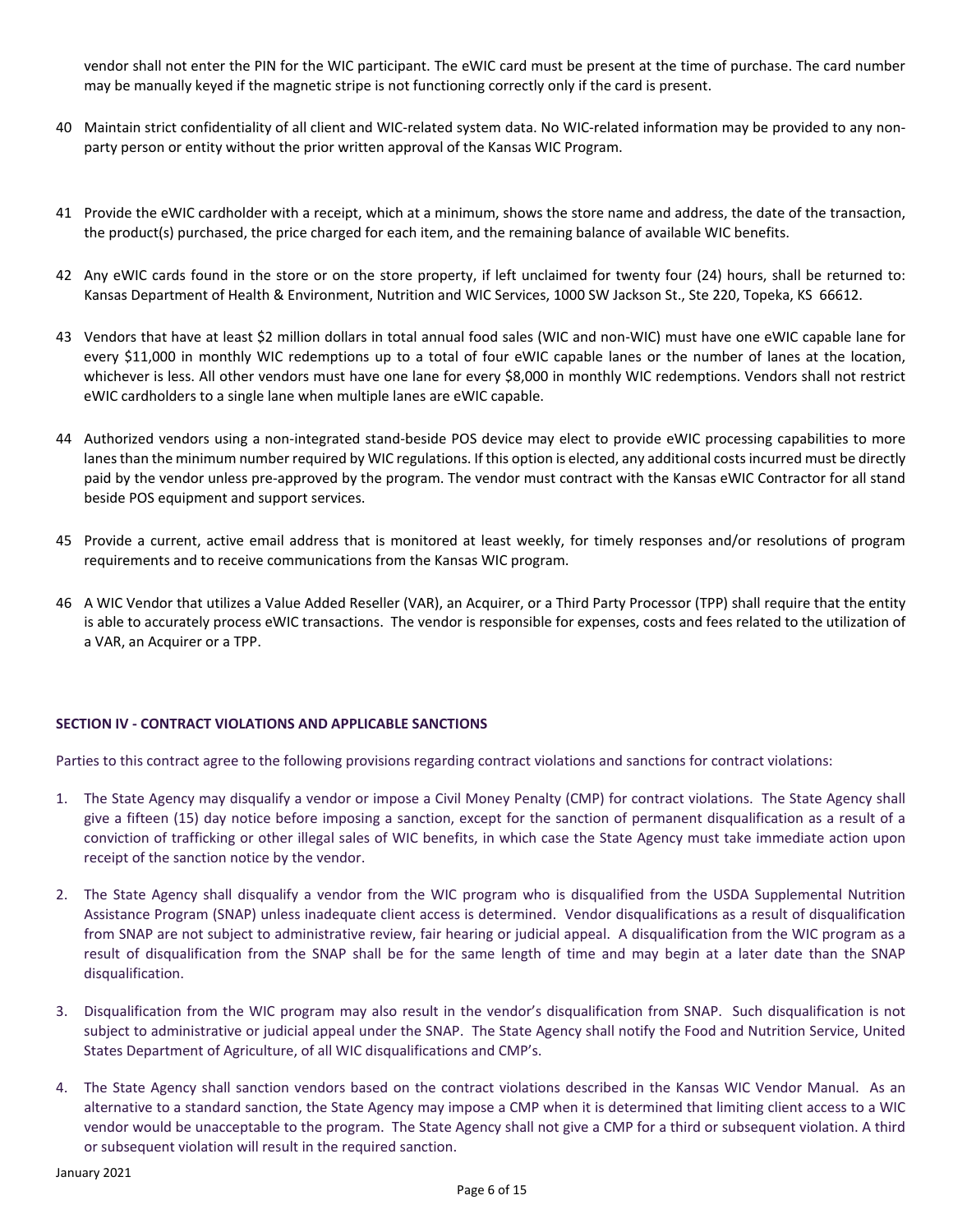vendor shall not enter the PIN for the WIC participant. The eWIC card must be present at the time of purchase. The card number may be manually keyed if the magnetic stripe is not functioning correctly only if the card is present.

40 Maintain strict confidentiality of all client and WIC-related system data. No WIC-related information may be provided to any non-party person or entity without the prior written approval of the Kansas WIC Program.

41 Provide the eWIC cardholder with a receipt, which at a minimum, shows the store name and address, the date of the transaction, the product(s) purchased, the price charged for each item, and the remaining balance of available WIC benefits.

42 Any eWIC cards found in the store or on the store property, if left unclaimed for twenty four (24) hours, shall be returned to: Kansas Department of Health & Environment, Nutrition and WIC Services, 1000 SW Jackson St., Ste 220, Topeka, KS 66612.

43 Vendors that have at least $2 million dollars in total annual food sales (WIC and non-WIC) must have one eWIC capable lane for every $11,000 in monthly WIC redemptions up to a total of four eWIC capable lanes or the number of lanes at the location, whichever is less. All other vendors must have one lane for every $8,000 in monthly WIC redemptions. Vendors shall not restrict eWIC cardholders to a single lane when multiple lanes are eWIC capable.

44 Authorized vendors using a non-integrated stand-beside POS device may elect to provide eWIC processing capabilities to more lanes than the minimum number required by WIC regulations. If this option is elected, any additional costs incurred must be directly paid by the vendor unless pre-approved by the program. The vendor must contract with the Kansas eWIC Contractor for all stand beside POS equipment and support services.

45 Provide a current, active email address that is monitored at least weekly, for timely responses and/or resolutions of program requirements and to receive communications from the Kansas WIC program.

46 A WIC Vendor that utilizes a Value Added Reseller (VAR), an Acquirer, or a Third Party Processor (TPP) shall require that the entity is able to accurately process eWIC transactions. The vendor is responsible for expenses, costs and fees related to the utilization of a VAR, an Acquirer or a TPP.

## SECTION IV - CONTRACT VIOLATIONS AND APPLICABLE SANCTIONS

Parties to this contract agree to the following provisions regarding contract violations and sanctions for contract violations:

1. The State Agency may disqualify a vendor or impose a Civil Money Penalty (CMP) for contract violations. The State Agency shall give a fifteen (15) day notice before imposing a sanction, except for the sanction of permanent disqualification as a result of a conviction of trafficking or other illegal sales of WIC benefits, in which case the State Agency must take immediate action upon receipt of the sanction notice by the vendor.
2. The State Agency shall disqualify a vendor from the WIC program who is disqualified from the USDA Supplemental Nutrition Assistance Program (SNAP) unless inadequate client access is determined. Vendor disqualifications as a result of disqualification from SNAP are not subject to administrative review, fair hearing or judicial appeal. A disqualification from the WIC program as a result of disqualification from the SNAP shall be for the same length of time and may begin at a later date than the SNAP disqualification.
3. Disqualification from the WIC program may also result in the vendor's disqualification from SNAP. Such disqualification is not subject to administrative or judicial appeal under the SNAP. The State Agency shall notify the Food and Nutrition Service, United States Department of Agriculture, of all WIC disqualifications and CMP's.
4. The State Agency shall sanction vendors based on the contract violations described in the Kansas WIC Vendor Manual. As an alternative to a standard sanction, the State Agency may impose a CMP when it is determined that limiting client access to a WIC vendor would be unacceptable to the program. The State Agency shall not give a CMP for a third or subsequent violation. A third or subsequent violation will result in the required sanction.

January 2021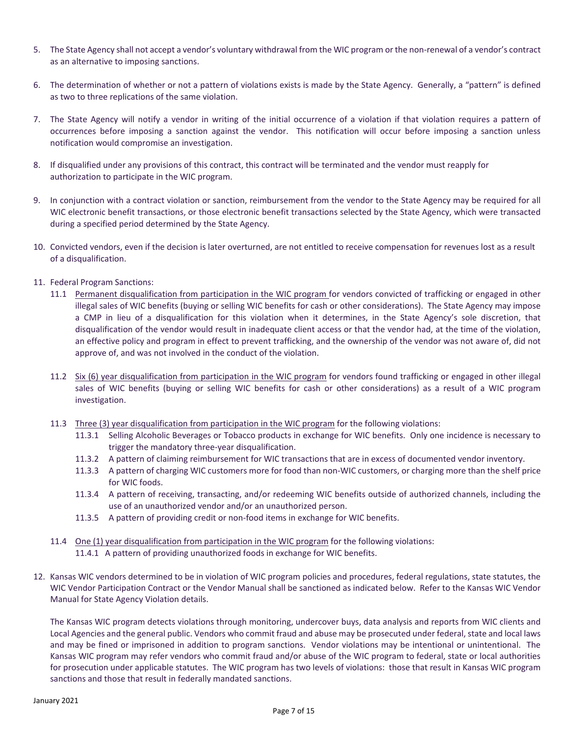5. The State Agency shall not accept a vendor's voluntary withdrawal from the WIC program or the non-renewal of a vendor's contract as an alternative to imposing sanctions.

6. The determination of whether or not a pattern of violations exists is made by the State Agency. Generally, a "pattern" is defined as two to three replications of the same violation.

7. The State Agency will notify a vendor in writing of the initial occurrence of a violation if that violation requires a pattern of occurrences before imposing a sanction against the vendor. This notification will occur before imposing a sanction unless notification would compromise an investigation.

8. If disqualified under any provisions of this contract, this contract will be terminated and the vendor must reapply for authorization to participate in the WIC program.

9. In conjunction with a contract violation or sanction, reimbursement from the vendor to the State Agency may be required for all WIC electronic benefit transactions, or those electronic benefit transactions selected by the State Agency, which were transacted during a specified period determined by the State Agency.

10. Convicted vendors, even if the decision is later overturned, are not entitled to receive compensation for revenues lost as a result of a disqualification.

11. Federal Program Sanctions:
    - 11.1 <u>Permanent disqualification from participation in the WIC program</u> for vendors convicted of trafficking or engaged in other illegal sales of WIC benefits (buying or selling WIC benefits for cash or other considerations). The State Agency may impose a CMP in lieu of a disqualification for this violation when it determines, in the State Agency's sole discretion, that disqualification of the vendor would result in inadequate client access or that the vendor had, at the time of the violation, an effective policy and program in effect to prevent trafficking, and the ownership of the vendor was not aware of, did not approve of, and was not involved in the conduct of the violation.

    - 11.2 <u>Six (6) year disqualification from participation in the WIC program</u> for vendors found trafficking or engaged in other illegal sales of WIC benefits (buying or selling WIC benefits for cash or other considerations) as a result of a WIC program investigation.

    - 11.3 <u>Three (3) year disqualification from participation in the WIC program</u> for the following violations:
        - 11.3.1 Selling Alcoholic Beverages or Tobacco products in exchange for WIC benefits. Only one incidence is necessary to trigger the mandatory three-year disqualification.
        - 11.3.2 A pattern of claiming reimbursement for WIC transactions that are in excess of documented vendor inventory.
        - 11.3.3 A pattern of charging WIC customers more for food than non-WIC customers, or charging more than the shelf price for WIC foods.
        - 11.3.4 A pattern of receiving, transacting, and/or redeeming WIC benefits outside of authorized channels, including the use of an unauthorized vendor and/or an unauthorized person.
        - 11.3.5 A pattern of providing credit or non-food items in exchange for WIC benefits.

    - 11.4 <u>One (1) year disqualification from participation in the WIC program</u> for the following violations:
        - 11.4.1 A pattern of providing unauthorized foods in exchange for WIC benefits.

12. Kansas WIC vendors determined to be in violation of WIC program policies and procedures, federal regulations, state statutes, the WIC Vendor Participation Contract or the Vendor Manual shall be sanctioned as indicated below. Refer to the Kansas WIC Vendor Manual for State Agency Violation details.

    The Kansas WIC program detects violations through monitoring, undercover buys, data analysis and reports from WIC clients and Local Agencies and the general public. Vendors who commit fraud and abuse may be prosecuted under federal, state and local laws and may be fined or imprisoned in addition to program sanctions. Vendor violations may be intentional or unintentional. The Kansas WIC program may refer vendors who commit fraud and/or abuse of the WIC program to federal, state or local authorities for prosecution under applicable statutes. The WIC program has two levels of violations: those that result in Kansas WIC program sanctions and those that result in federally mandated sanctions.

January 2021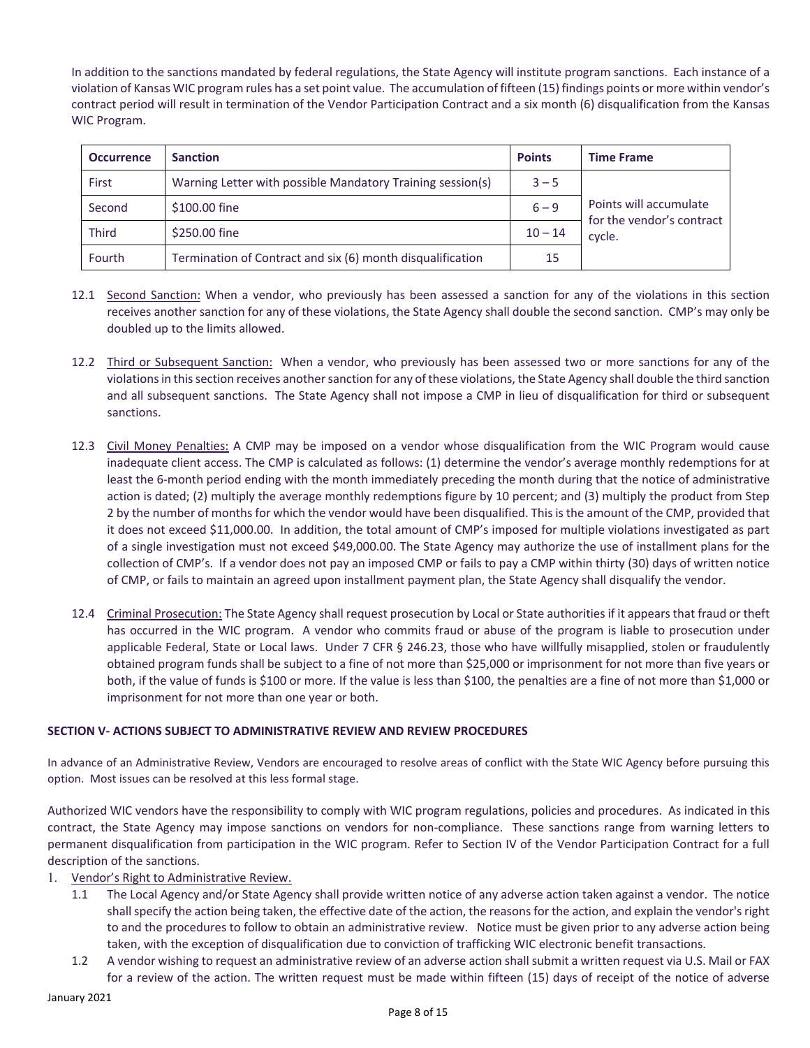In addition to the sanctions mandated by federal regulations, the State Agency will institute program sanctions. Each instance of a violation of Kansas WIC program rules has a set point value. The accumulation of fifteen (15) findings points or more within vendor's contract period will result in termination of the Vendor Participation Contract and a six month (6) disqualification from the Kansas WIC Program.

| Occurrence | Sanction | Points | Time Frame |
|---|---|---|---|
| First | Warning Letter with possible Mandatory Training session(s) | 3 – 5 | Points will accumulate for the vendor's contract cycle. |
| Second | $100.00 fine | 6 – 9 | |
| Third | $250.00 fine | 10 – 14 | |
| Fourth | Termination of Contract and six (6) month disqualification | 15 | |

12.1 Second Sanction: When a vendor, who previously has been assessed a sanction for any of the violations in this section receives another sanction for any of these violations, the State Agency shall double the second sanction. CMP's may only be doubled up to the limits allowed.

12.2 Third or Subsequent Sanction: When a vendor, who previously has been assessed two or more sanctions for any of the violations in this section receives another sanction for any of these violations, the State Agency shall double the third sanction and all subsequent sanctions. The State Agency shall not impose a CMP in lieu of disqualification for third or subsequent sanctions.

12.3 Civil Money Penalties: A CMP may be imposed on a vendor whose disqualification from the WIC Program would cause inadequate client access. The CMP is calculated as follows: (1) determine the vendor's average monthly redemptions for at least the 6-month period ending with the month immediately preceding the month during that the notice of administrative action is dated; (2) multiply the average monthly redemptions figure by 10 percent; and (3) multiply the product from Step 2 by the number of months for which the vendor would have been disqualified. This is the amount of the CMP, provided that it does not exceed $11,000.00. In addition, the total amount of CMP's imposed for multiple violations investigated as part of a single investigation must not exceed $49,000.00. The State Agency may authorize the use of installment plans for the collection of CMP's. If a vendor does not pay an imposed CMP or fails to pay a CMP within thirty (30) days of written notice of CMP, or fails to maintain an agreed upon installment payment plan, the State Agency shall disqualify the vendor.

12.4 Criminal Prosecution: The State Agency shall request prosecution by Local or State authorities if it appears that fraud or theft has occurred in the WIC program. A vendor who commits fraud or abuse of the program is liable to prosecution under applicable Federal, State or Local laws. Under 7 CFR § 246.23, those who have willfully misapplied, stolen or fraudulently obtained program funds shall be subject to a fine of not more than $25,000 or imprisonment for not more than five years or both, if the value of funds is $100 or more. If the value is less than $100, the penalties are a fine of not more than $1,000 or imprisonment for not more than one year or both.

## SECTION V- ACTIONS SUBJECT TO ADMINISTRATIVE REVIEW AND REVIEW PROCEDURES

In advance of an Administrative Review, Vendors are encouraged to resolve areas of conflict with the State WIC Agency before pursuing this option. Most issues can be resolved at this less formal stage.

Authorized WIC vendors have the responsibility to comply with WIC program regulations, policies and procedures. As indicated in this contract, the State Agency may impose sanctions on vendors for non-compliance. These sanctions range from warning letters to permanent disqualification from participation in the WIC program. Refer to Section IV of the Vendor Participation Contract for a full description of the sanctions.

1. Vendor's Right to Administrative Review.
   - 1.1 The Local Agency and/or State Agency shall provide written notice of any adverse action taken against a vendor. The notice shall specify the action being taken, the effective date of the action, the reasons for the action, and explain the vendor's right to and the procedures to follow to obtain an administrative review. Notice must be given prior to any adverse action being taken, with the exception of disqualification due to conviction of trafficking WIC electronic benefit transactions.
   - 1.2 A vendor wishing to request an administrative review of an adverse action shall submit a written request via U.S. Mail or FAX for a review of the action. The written request must be made within fifteen (15) days of receipt of the notice of adverse

January 2021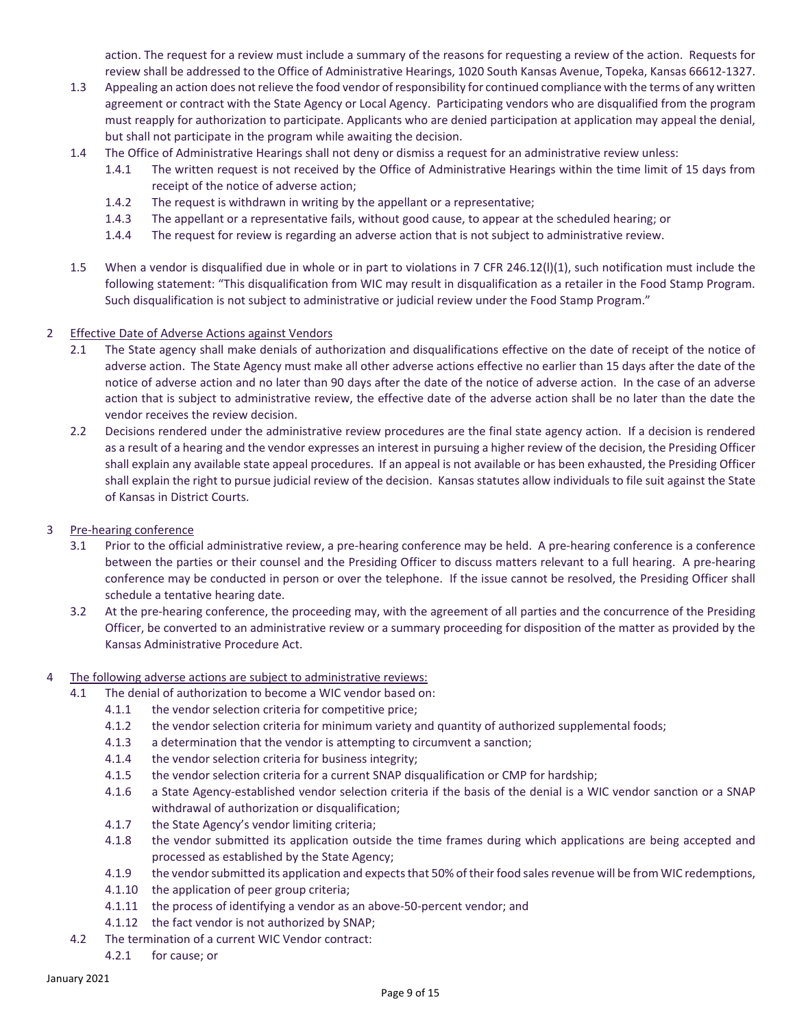action. The request for a review must include a summary of the reasons for requesting a review of the action. Requests for review shall be addressed to the Office of Administrative Hearings, 1020 South Kansas Avenue, Topeka, Kansas 66612-1327.

1.3 Appealing an action does not relieve the food vendor of responsibility for continued compliance with the terms of any written agreement or contract with the State Agency or Local Agency. Participating vendors who are disqualified from the program must reapply for authorization to participate. Applicants who are denied participation at application may appeal the denial, but shall not participate in the program while awaiting the decision.

1.4 The Office of Administrative Hearings shall not deny or dismiss a request for an administrative review unless:

- 1.4.1 The written request is not received by the Office of Administrative Hearings within the time limit of 15 days from receipt of the notice of adverse action;
- 1.4.2 The request is withdrawn in writing by the appellant or a representative;
- 1.4.3 The appellant or a representative fails, without good cause, to appear at the scheduled hearing; or
- 1.4.4 The request for review is regarding an adverse action that is not subject to administrative review.

1.5 When a vendor is disqualified due in whole or in part to violations in 7 CFR 246.12(l)(1), such notification must include the following statement: "This disqualification from WIC may result in disqualification as a retailer in the Food Stamp Program. Such disqualification is not subject to administrative or judicial review under the Food Stamp Program."

2 <u>Effective Date of Adverse Actions against Vendors</u>

2.1 The State agency shall make denials of authorization and disqualifications effective on the date of receipt of the notice of adverse action. The State Agency must make all other adverse actions effective no earlier than 15 days after the date of the notice of adverse action and no later than 90 days after the date of the notice of adverse action. In the case of an adverse action that is subject to administrative review, the effective date of the adverse action shall be no later than the date the vendor receives the review decision.

2.2 Decisions rendered under the administrative review procedures are the final state agency action. If a decision is rendered as a result of a hearing and the vendor expresses an interest in pursuing a higher review of the decision, the Presiding Officer shall explain any available state appeal procedures. If an appeal is not available or has been exhausted, the Presiding Officer shall explain the right to pursue judicial review of the decision. Kansas statutes allow individuals to file suit against the State of Kansas in District Courts.

3 <u>Pre-hearing conference</u>

3.1 Prior to the official administrative review, a pre-hearing conference may be held. A pre-hearing conference is a conference between the parties or their counsel and the Presiding Officer to discuss matters relevant to a full hearing. A pre-hearing conference may be conducted in person or over the telephone. If the issue cannot be resolved, the Presiding Officer shall schedule a tentative hearing date.

3.2 At the pre-hearing conference, the proceeding may, with the agreement of all parties and the concurrence of the Presiding Officer, be converted to an administrative review or a summary proceeding for disposition of the matter as provided by the Kansas Administrative Procedure Act.

4 <u>The following adverse actions are subject to administrative reviews:</u>

4.1 The denial of authorization to become a WIC vendor based on:

- 4.1.1 the vendor selection criteria for competitive price;
- 4.1.2 the vendor selection criteria for minimum variety and quantity of authorized supplemental foods;
- 4.1.3 a determination that the vendor is attempting to circumvent a sanction;
- 4.1.4 the vendor selection criteria for business integrity;
- 4.1.5 the vendor selection criteria for a current SNAP disqualification or CMP for hardship;
- 4.1.6 a State Agency-established vendor selection criteria if the basis of the denial is a WIC vendor sanction or a SNAP withdrawal of authorization or disqualification;
- 4.1.7 the State Agency's vendor limiting criteria;
- 4.1.8 the vendor submitted its application outside the time frames during which applications are being accepted and processed as established by the State Agency;
- 4.1.9 the vendor submitted its application and expects that 50% of their food sales revenue will be from WIC redemptions,
- 4.1.10 the application of peer group criteria;
- 4.1.11 the process of identifying a vendor as an above-50-percent vendor; and
- 4.1.12 the fact vendor is not authorized by SNAP;

4.2 The termination of a current WIC Vendor contract:

- 4.2.1 for cause; or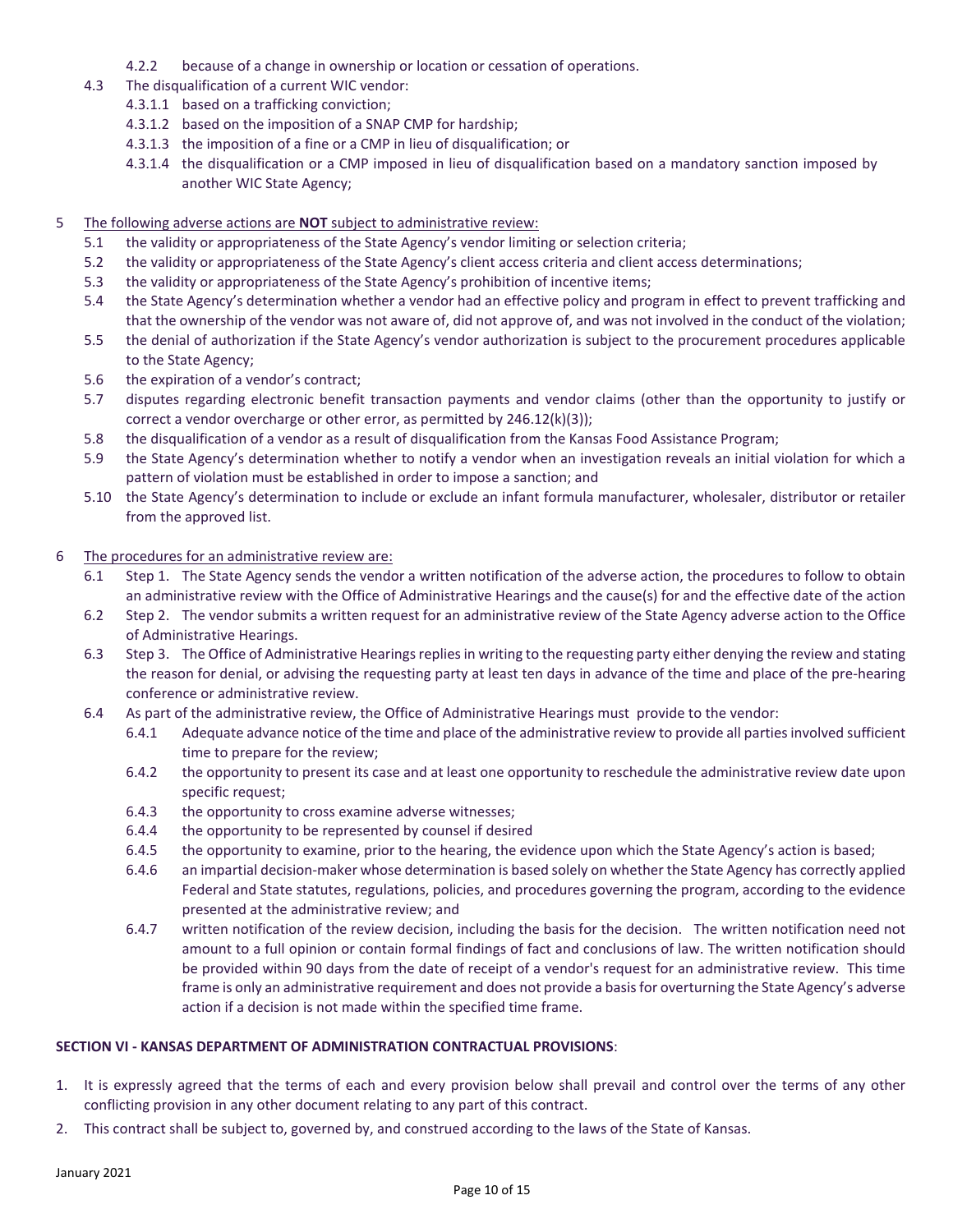4.2.2 because of a change in ownership or location or cessation of operations.

4.3 The disqualification of a current WIC vendor:

4.3.1.1 based on a trafficking conviction;

4.3.1.2 based on the imposition of a SNAP CMP for hardship;

4.3.1.3 the imposition of a fine or a CMP in lieu of disqualification; or

4.3.1.4 the disqualification or a CMP imposed in lieu of disqualification based on a mandatory sanction imposed by another WIC State Agency;

5 The following adverse actions are **NOT** subject to administrative review:

5.1 the validity or appropriateness of the State Agency's vendor limiting or selection criteria;

5.2 the validity or appropriateness of the State Agency's client access criteria and client access determinations;

5.3 the validity or appropriateness of the State Agency's prohibition of incentive items;

5.4 the State Agency's determination whether a vendor had an effective policy and program in effect to prevent trafficking and that the ownership of the vendor was not aware of, did not approve of, and was not involved in the conduct of the violation;

5.5 the denial of authorization if the State Agency's vendor authorization is subject to the procurement procedures applicable to the State Agency;

5.6 the expiration of a vendor's contract;

5.7 disputes regarding electronic benefit transaction payments and vendor claims (other than the opportunity to justify or correct a vendor overcharge or other error, as permitted by 246.12(k)(3));

5.8 the disqualification of a vendor as a result of disqualification from the Kansas Food Assistance Program;

5.9 the State Agency's determination whether to notify a vendor when an investigation reveals an initial violation for which a pattern of violation must be established in order to impose a sanction; and

5.10 the State Agency's determination to include or exclude an infant formula manufacturer, wholesaler, distributor or retailer from the approved list.

6 The procedures for an administrative review are:

6.1 Step 1. The State Agency sends the vendor a written notification of the adverse action, the procedures to follow to obtain an administrative review with the Office of Administrative Hearings and the cause(s) for and the effective date of the action

6.2 Step 2. The vendor submits a written request for an administrative review of the State Agency adverse action to the Office of Administrative Hearings.

6.3 Step 3. The Office of Administrative Hearings replies in writing to the requesting party either denying the review and stating the reason for denial, or advising the requesting party at least ten days in advance of the time and place of the pre-hearing conference or administrative review.

6.4 As part of the administrative review, the Office of Administrative Hearings must provide to the vendor:

6.4.1 Adequate advance notice of the time and place of the administrative review to provide all parties involved sufficient time to prepare for the review;

6.4.2 the opportunity to present its case and at least one opportunity to reschedule the administrative review date upon specific request;

6.4.3 the opportunity to cross examine adverse witnesses;

6.4.4 the opportunity to be represented by counsel if desired

6.4.5 the opportunity to examine, prior to the hearing, the evidence upon which the State Agency's action is based;

6.4.6 an impartial decision-maker whose determination is based solely on whether the State Agency has correctly applied Federal and State statutes, regulations, policies, and procedures governing the program, according to the evidence presented at the administrative review; and

6.4.7 written notification of the review decision, including the basis for the decision. The written notification need not amount to a full opinion or contain formal findings of fact and conclusions of law. The written notification should be provided within 90 days from the date of receipt of a vendor's request for an administrative review. This time frame is only an administrative requirement and does not provide a basis for overturning the State Agency's adverse action if a decision is not made within the specified time frame.

**SECTION VI - KANSAS DEPARTMENT OF ADMINISTRATION CONTRACTUAL PROVISIONS**:

1. It is expressly agreed that the terms of each and every provision below shall prevail and control over the terms of any other conflicting provision in any other document relating to any part of this contract.
2. This contract shall be subject to, governed by, and construed according to the laws of the State of Kansas.

January 2021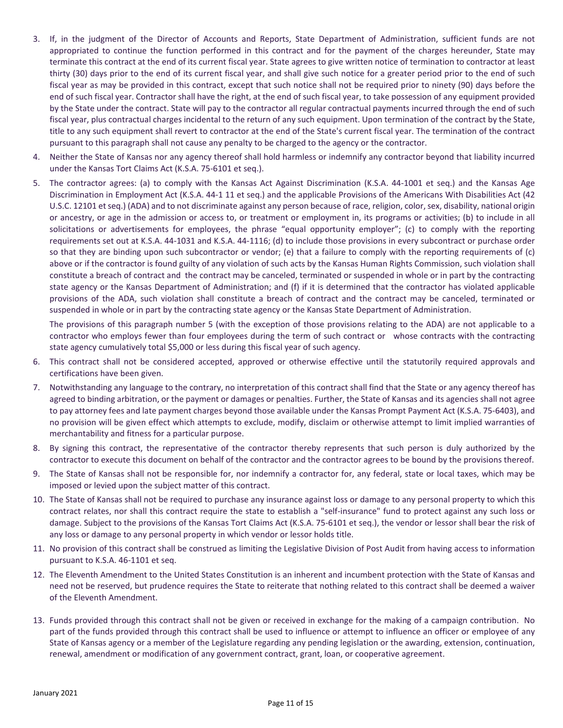3. If, in the judgment of the Director of Accounts and Reports, State Department of Administration, sufficient funds are not appropriated to continue the function performed in this contract and for the payment of the charges hereunder, State may terminate this contract at the end of its current fiscal year. State agrees to give written notice of termination to contractor at least thirty (30) days prior to the end of its current fiscal year, and shall give such notice for a greater period prior to the end of such fiscal year as may be provided in this contract, except that such notice shall not be required prior to ninety (90) days before the end of such fiscal year. Contractor shall have the right, at the end of such fiscal year, to take possession of any equipment provided by the State under the contract. State will pay to the contractor all regular contractual payments incurred through the end of such fiscal year, plus contractual charges incidental to the return of any such equipment. Upon termination of the contract by the State, title to any such equipment shall revert to contractor at the end of the State's current fiscal year. The termination of the contract pursuant to this paragraph shall not cause any penalty to be charged to the agency or the contractor.
4. Neither the State of Kansas nor any agency thereof shall hold harmless or indemnify any contractor beyond that liability incurred under the Kansas Tort Claims Act (K.S.A. 75-6101 et seq.).
5. The contractor agrees: (a) to comply with the Kansas Act Against Discrimination (K.S.A. 44-1001 et seq.) and the Kansas Age Discrimination in Employment Act (K.S.A. 44-1 11 et seq.) and the applicable Provisions of the Americans With Disabilities Act (42 U.S.C. 12101 et seq.) (ADA) and to not discriminate against any person because of race, religion, color, sex, disability, national origin or ancestry, or age in the admission or access to, or treatment or employment in, its programs or activities; (b) to include in all solicitations or advertisements for employees, the phrase "equal opportunity employer"; (c) to comply with the reporting requirements set out at K.S.A. 44-1031 and K.S.A. 44-1116; (d) to include those provisions in every subcontract or purchase order so that they are binding upon such subcontractor or vendor; (e) that a failure to comply with the reporting requirements of (c) above or if the contractor is found guilty of any violation of such acts by the Kansas Human Rights Commission, such violation shall constitute a breach of contract and the contract may be canceled, terminated or suspended in whole or in part by the contracting state agency or the Kansas Department of Administration; and (f) if it is determined that the contractor has violated applicable provisions of the ADA, such violation shall constitute a breach of contract and the contract may be canceled, terminated or suspended in whole or in part by the contracting state agency or the Kansas State Department of Administration.

   The provisions of this paragraph number 5 (with the exception of those provisions relating to the ADA) are not applicable to a contractor who employs fewer than four employees during the term of such contract or whose contracts with the contracting state agency cumulatively total $5,000 or less during this fiscal year of such agency.
6. This contract shall not be considered accepted, approved or otherwise effective until the statutorily required approvals and certifications have been given.
7. Notwithstanding any language to the contrary, no interpretation of this contract shall find that the State or any agency thereof has agreed to binding arbitration, or the payment or damages or penalties. Further, the State of Kansas and its agencies shall not agree to pay attorney fees and late payment charges beyond those available under the Kansas Prompt Payment Act (K.S.A. 75-6403), and no provision will be given effect which attempts to exclude, modify, disclaim or otherwise attempt to limit implied warranties of merchantability and fitness for a particular purpose.
8. By signing this contract, the representative of the contractor thereby represents that such person is duly authorized by the contractor to execute this document on behalf of the contractor and the contractor agrees to be bound by the provisions thereof.
9. The State of Kansas shall not be responsible for, nor indemnify a contractor for, any federal, state or local taxes, which may be imposed or levied upon the subject matter of this contract.
10. The State of Kansas shall not be required to purchase any insurance against loss or damage to any personal property to which this contract relates, nor shall this contract require the state to establish a "self-insurance" fund to protect against any such loss or damage. Subject to the provisions of the Kansas Tort Claims Act (K.S.A. 75-6101 et seq.), the vendor or lessor shall bear the risk of any loss or damage to any personal property in which vendor or lessor holds title.
11. No provision of this contract shall be construed as limiting the Legislative Division of Post Audit from having access to information pursuant to K.S.A. 46-1101 et seq.
12. The Eleventh Amendment to the United States Constitution is an inherent and incumbent protection with the State of Kansas and need not be reserved, but prudence requires the State to reiterate that nothing related to this contract shall be deemed a waiver of the Eleventh Amendment.
13. Funds provided through this contract shall not be given or received in exchange for the making of a campaign contribution. No part of the funds provided through this contract shall be used to influence or attempt to influence an officer or employee of any State of Kansas agency or a member of the Legislature regarding any pending legislation or the awarding, extension, continuation, renewal, amendment or modification of any government contract, grant, loan, or cooperative agreement.

January 2021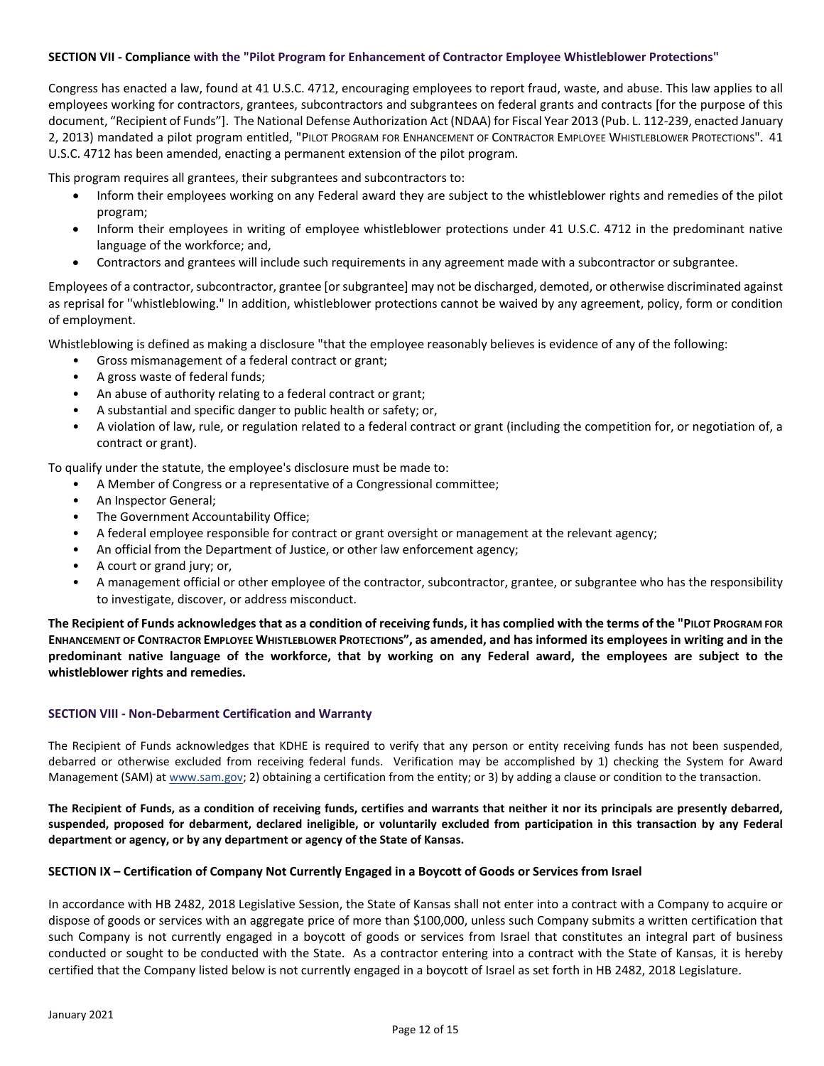**SECTION VII - Compliance with the "Pilot Program for Enhancement of Contractor Employee Whistleblower Protections"**

Congress has enacted a law, found at 41 U.S.C. 4712, encouraging employees to report fraud, waste, and abuse. This law applies to all employees working for contractors, grantees, subcontractors and subgrantees on federal grants and contracts [for the purpose of this document, "Recipient of Funds"]. The National Defense Authorization Act (NDAA) for Fiscal Year 2013 (Pub. L. 112-239, enacted January 2, 2013) mandated a pilot program entitled, "PILOT PROGRAM FOR ENHANCEMENT OF CONTRACTOR EMPLOYEE WHISTLEBLOWER PROTECTIONS". 41 U.S.C. 4712 has been amended, enacting a permanent extension of the pilot program.

This program requires all grantees, their subgrantees and subcontractors to:

- Inform their employees working on any Federal award they are subject to the whistleblower rights and remedies of the pilot program;
- Inform their employees in writing of employee whistleblower protections under 41 U.S.C. 4712 in the predominant native language of the workforce; and,
- Contractors and grantees will include such requirements in any agreement made with a subcontractor or subgrantee.

Employees of a contractor, subcontractor, grantee [or subgrantee] may not be discharged, demoted, or otherwise discriminated against as reprisal for "whistleblowing." In addition, whistleblower protections cannot be waived by any agreement, policy, form or condition of employment.

Whistleblowing is defined as making a disclosure "that the employee reasonably believes is evidence of any of the following:

- Gross mismanagement of a federal contract or grant;
- A gross waste of federal funds;
- An abuse of authority relating to a federal contract or grant;
- A substantial and specific danger to public health or safety; or,
- A violation of law, rule, or regulation related to a federal contract or grant (including the competition for, or negotiation of, a contract or grant).

To qualify under the statute, the employee's disclosure must be made to:

- A Member of Congress or a representative of a Congressional committee;
- An Inspector General;
- The Government Accountability Office;
- A federal employee responsible for contract or grant oversight or management at the relevant agency;
- An official from the Department of Justice, or other law enforcement agency;
- A court or grand jury; or,
- A management official or other employee of the contractor, subcontractor, grantee, or subgrantee who has the responsibility to investigate, discover, or address misconduct.

**The Recipient of Funds acknowledges that as a condition of receiving funds, it has complied with the terms of the "PILOT PROGRAM FOR ENHANCEMENT OF CONTRACTOR EMPLOYEE WHISTLEBLOWER PROTECTIONS", as amended, and has informed its employees in writing and in the predominant native language of the workforce, that by working on any Federal award, the employees are subject to the whistleblower rights and remedies.**

**SECTION VIII - Non-Debarment Certification and Warranty**

The Recipient of Funds acknowledges that KDHE is required to verify that any person or entity receiving funds has not been suspended, debarred or otherwise excluded from receiving federal funds. Verification may be accomplished by 1) checking the System for Award Management (SAM) at www.sam.gov; 2) obtaining a certification from the entity; or 3) by adding a clause or condition to the transaction.

**The Recipient of Funds, as a condition of receiving funds, certifies and warrants that neither it nor its principals are presently debarred, suspended, proposed for debarment, declared ineligible, or voluntarily excluded from participation in this transaction by any Federal department or agency, or by any department or agency of the State of Kansas.**

**SECTION IX – Certification of Company Not Currently Engaged in a Boycott of Goods or Services from Israel**

In accordance with HB 2482, 2018 Legislative Session, the State of Kansas shall not enter into a contract with a Company to acquire or dispose of goods or services with an aggregate price of more than $100,000, unless such Company submits a written certification that such Company is not currently engaged in a boycott of goods or services from Israel that constitutes an integral part of business conducted or sought to be conducted with the State. As a contractor entering into a contract with the State of Kansas, it is hereby certified that the Company listed below is not currently engaged in a boycott of Israel as set forth in HB 2482, 2018 Legislature.

January 2021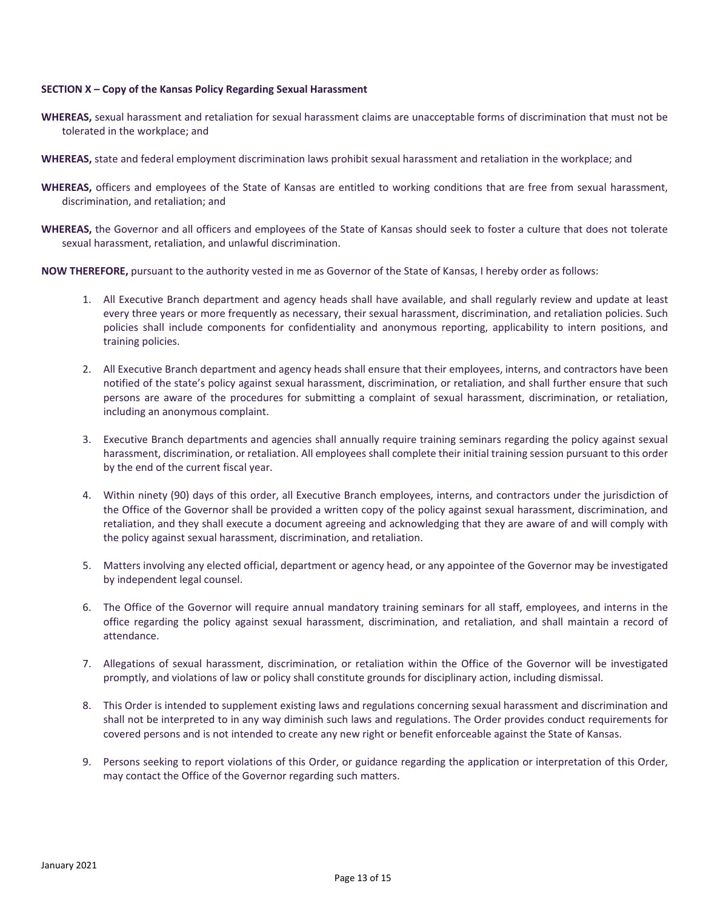**SECTION X – Copy of the Kansas Policy Regarding Sexual Harassment**

**WHEREAS,** sexual harassment and retaliation for sexual harassment claims are unacceptable forms of discrimination that must not be tolerated in the workplace; and

**WHEREAS,** state and federal employment discrimination laws prohibit sexual harassment and retaliation in the workplace; and

**WHEREAS,** officers and employees of the State of Kansas are entitled to working conditions that are free from sexual harassment, discrimination, and retaliation; and

**WHEREAS,** the Governor and all officers and employees of the State of Kansas should seek to foster a culture that does not tolerate sexual harassment, retaliation, and unlawful discrimination.

**NOW THEREFORE,** pursuant to the authority vested in me as Governor of the State of Kansas, I hereby order as follows:

1. All Executive Branch department and agency heads shall have available, and shall regularly review and update at least every three years or more frequently as necessary, their sexual harassment, discrimination, and retaliation policies. Such policies shall include components for confidentiality and anonymous reporting, applicability to intern positions, and training policies.

2. All Executive Branch department and agency heads shall ensure that their employees, interns, and contractors have been notified of the state's policy against sexual harassment, discrimination, or retaliation, and shall further ensure that such persons are aware of the procedures for submitting a complaint of sexual harassment, discrimination, or retaliation, including an anonymous complaint.

3. Executive Branch departments and agencies shall annually require training seminars regarding the policy against sexual harassment, discrimination, or retaliation. All employees shall complete their initial training session pursuant to this order by the end of the current fiscal year.

4. Within ninety (90) days of this order, all Executive Branch employees, interns, and contractors under the jurisdiction of the Office of the Governor shall be provided a written copy of the policy against sexual harassment, discrimination, and retaliation, and they shall execute a document agreeing and acknowledging that they are aware of and will comply with the policy against sexual harassment, discrimination, and retaliation.

5. Matters involving any elected official, department or agency head, or any appointee of the Governor may be investigated by independent legal counsel.

6. The Office of the Governor will require annual mandatory training seminars for all staff, employees, and interns in the office regarding the policy against sexual harassment, discrimination, and retaliation, and shall maintain a record of attendance.

7. Allegations of sexual harassment, discrimination, or retaliation within the Office of the Governor will be investigated promptly, and violations of law or policy shall constitute grounds for disciplinary action, including dismissal.

8. This Order is intended to supplement existing laws and regulations concerning sexual harassment and discrimination and shall not be interpreted to in any way diminish such laws and regulations. The Order provides conduct requirements for covered persons and is not intended to create any new right or benefit enforceable against the State of Kansas.

9. Persons seeking to report violations of this Order, or guidance regarding the application or interpretation of this Order, may contact the Office of the Governor regarding such matters.

January 2021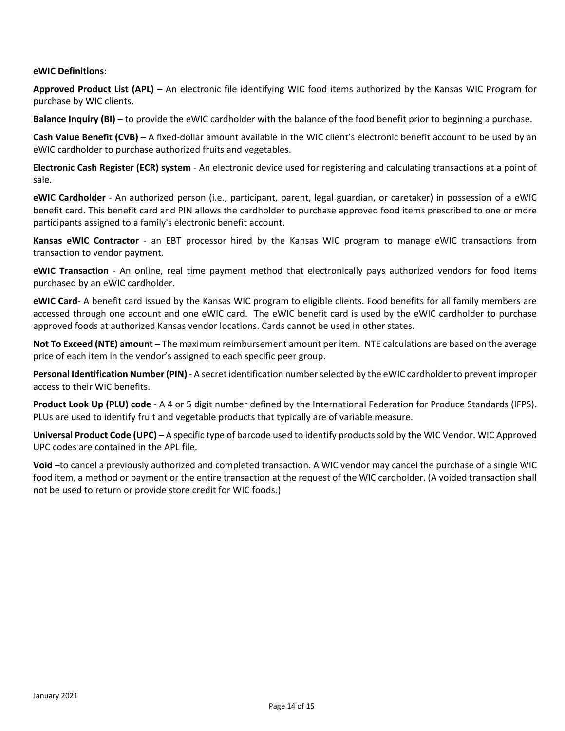<u>**eWIC Definitions**</u>:

**Approved Product List (APL)** – An electronic file identifying WIC food items authorized by the Kansas WIC Program for purchase by WIC clients.

**Balance Inquiry (BI)** – to provide the eWIC cardholder with the balance of the food benefit prior to beginning a purchase.

**Cash Value Benefit (CVB)** – A fixed-dollar amount available in the WIC client's electronic benefit account to be used by an eWIC cardholder to purchase authorized fruits and vegetables.

**Electronic Cash Register (ECR) system** - An electronic device used for registering and calculating transactions at a point of sale.

**eWIC Cardholder** - An authorized person (i.e., participant, parent, legal guardian, or caretaker) in possession of a eWIC benefit card. This benefit card and PIN allows the cardholder to purchase approved food items prescribed to one or more participants assigned to a family's electronic benefit account.

**Kansas eWIC Contractor** - an EBT processor hired by the Kansas WIC program to manage eWIC transactions from transaction to vendor payment.

**eWIC Transaction** - An online, real time payment method that electronically pays authorized vendors for food items purchased by an eWIC cardholder.

**eWIC Card**- A benefit card issued by the Kansas WIC program to eligible clients. Food benefits for all family members are accessed through one account and one eWIC card. The eWIC benefit card is used by the eWIC cardholder to purchase approved foods at authorized Kansas vendor locations. Cards cannot be used in other states.

**Not To Exceed (NTE) amount** – The maximum reimbursement amount per item. NTE calculations are based on the average price of each item in the vendor's assigned to each specific peer group.

**Personal Identification Number (PIN)** - A secret identification number selected by the eWIC cardholder to prevent improper access to their WIC benefits.

**Product Look Up (PLU) code** - A 4 or 5 digit number defined by the International Federation for Produce Standards (IFPS). PLUs are used to identify fruit and vegetable products that typically are of variable measure.

**Universal Product Code (UPC)** – A specific type of barcode used to identify products sold by the WIC Vendor. WIC Approved UPC codes are contained in the APL file.

**Void** –to cancel a previously authorized and completed transaction. A WIC vendor may cancel the purchase of a single WIC food item, a method or payment or the entire transaction at the request of the WIC cardholder. (A voided transaction shall not be used to return or provide store credit for WIC foods.)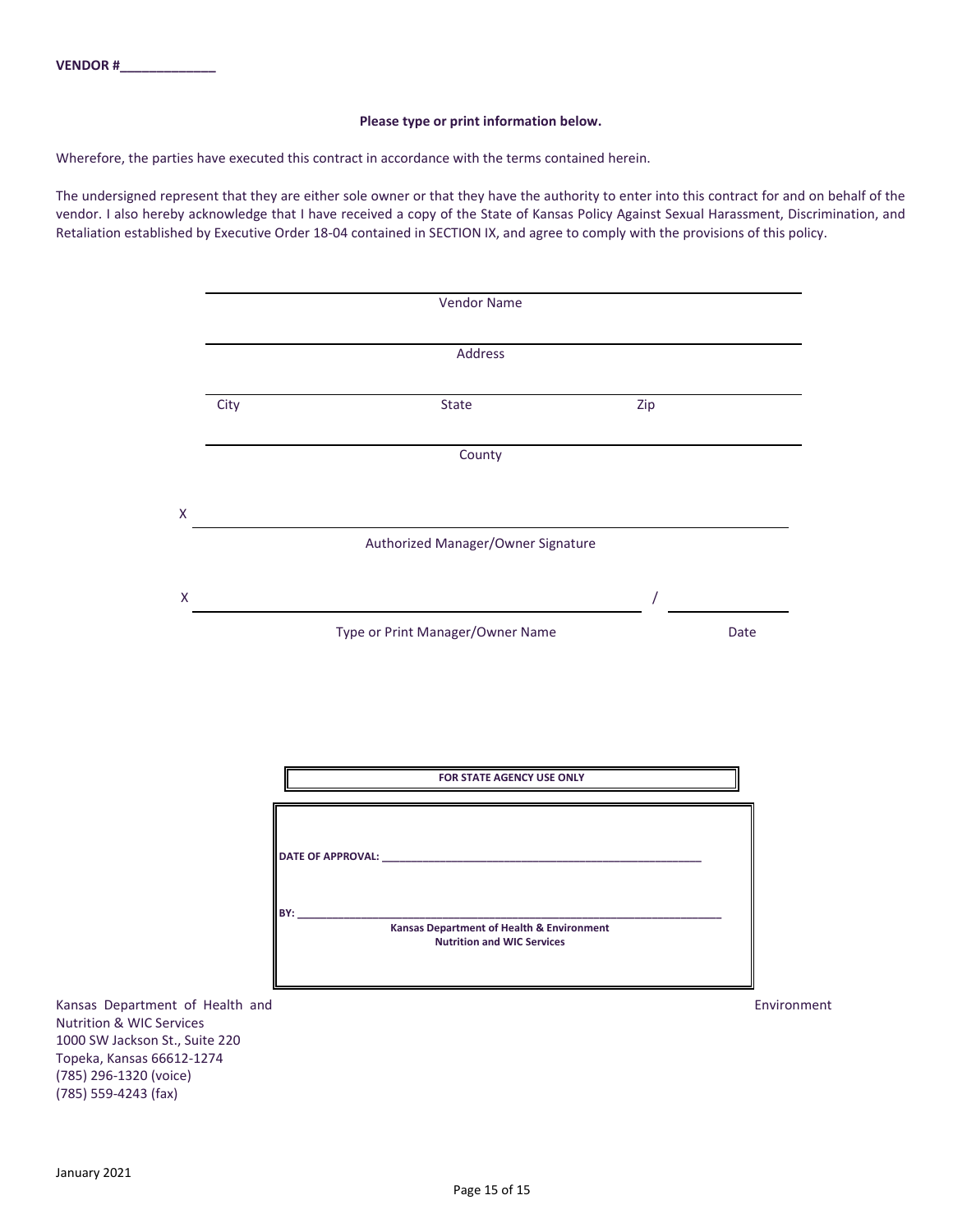**VENDOR #\_\_\_\_\_\_\_\_\_\_\_\_\_**

**Please type or print information below.**

Wherefore, the parties have executed this contract in accordance with the terms contained herein.

The undersigned represent that they are either sole owner or that they have the authority to enter into this contract for and on behalf of the vendor. I also hereby acknowledge that I have received a copy of the State of Kansas Policy Against Sexual Harassment, Discrimination, and Retaliation established by Executive Order 18-04 contained in SECTION IX, and agree to comply with the provisions of this policy.

\_\_\_\_\_\_\_\_\_\_\_\_\_\_\_\_\_\_\_\_\_\_\_\_\_\_\_\_\_\_\_\_\_\_\_\_\_\_\_\_\_\_\_\_\_\_\_\_\_\_\_\_\_\_\_\_\_\_
Vendor Name

\_\_\_\_\_\_\_\_\_\_\_\_\_\_\_\_\_\_\_\_\_\_\_\_\_\_\_\_\_\_\_\_\_\_\_\_\_\_\_\_\_\_\_\_\_\_\_\_\_\_\_\_\_\_\_\_\_\_
Address

\_\_\_\_\_\_\_\_\_\_\_\_\_\_\_\_\_\_\_\_\_\_\_\_\_\_\_\_\_\_\_\_\_\_\_\_\_\_\_\_\_\_\_\_\_\_\_\_\_\_\_\_\_\_\_\_\_\_
City State Zip

\_\_\_\_\_\_\_\_\_\_\_\_\_\_\_\_\_\_\_\_\_\_\_\_\_\_\_\_\_\_\_\_\_\_\_\_\_\_\_\_\_\_\_\_\_\_\_\_\_\_\_\_\_\_\_\_\_\_
County

X \_\_\_\_\_\_\_\_\_\_\_\_\_\_\_\_\_\_\_\_\_\_\_\_\_\_\_\_\_\_\_\_\_\_\_\_\_\_\_\_\_\_\_\_\_\_\_\_\_\_\_\_\_\_\_\_
Authorized Manager/Owner Signature

X \_\_\_\_\_\_\_\_\_\_\_\_\_\_\_\_\_\_\_\_\_\_\_\_\_\_\_\_\_\_\_\_\_\_\_\_\_\_\_\_\_\_ / \_\_\_\_\_\_\_\_\_\_\_\_\_
Type or Print Manager/Owner Name Date

**FOR STATE AGENCY USE ONLY**

**DATE OF APPROVAL:** \_\_\_\_\_\_\_\_\_\_\_\_\_\_\_\_\_\_\_\_\_\_\_\_\_\_\_\_\_\_\_\_\_\_\_\_\_\_\_\_\_\_\_\_\_\_\_\_

**BY:** \_\_\_\_\_\_\_\_\_\_\_\_\_\_\_\_\_\_\_\_\_\_\_\_\_\_\_\_\_\_\_\_\_\_\_\_\_\_\_\_\_\_\_\_\_\_\_\_\_\_\_\_\_\_\_\_\_\_
**Kansas Department of Health & Environment**
**Nutrition and WIC Services**

Kansas Department of Health and Environment
Nutrition & WIC Services
1000 SW Jackson St., Suite 220
Topeka, Kansas 66612-1274
(785) 296-1320 (voice)
(785) 559-4243 (fax)

January 2021